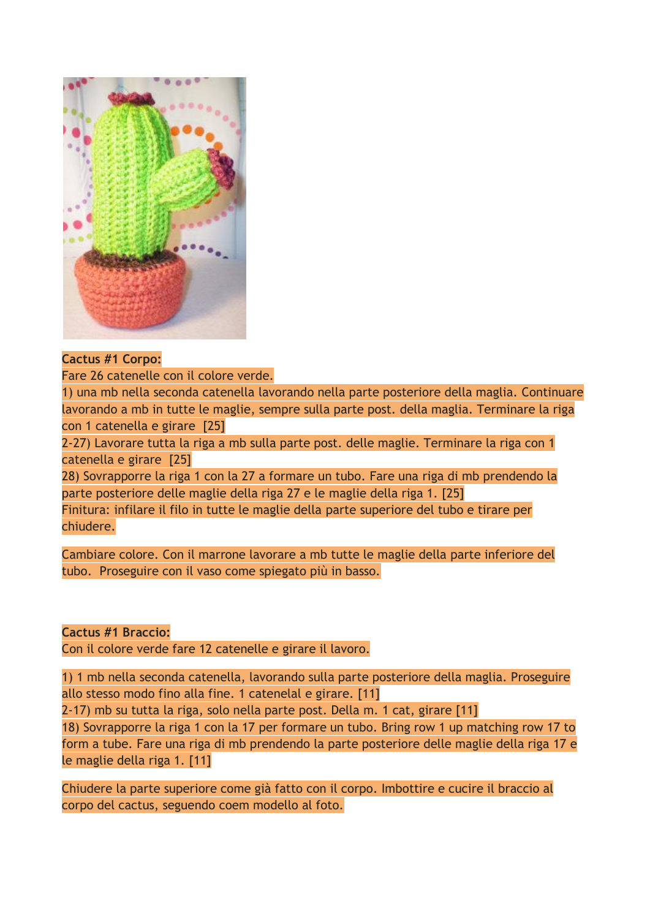**Cactus #1 Corpo:**

Fare 26 catenelle con il colore verde.

1) una mb nella seconda catenella lavorando nella parte posteriore della maglia. Continuare lavorando a mb in tutte le maglie, sempre sulla parte post. della maglia. Terminare la riga con 1 catenella e girare [25]

2-27) Lavorare tutta la riga a mb sulla parte post. delle maglie. Terminare la riga con 1 catenella e girare [25]

28) Sovrapporre la riga 1 con la 27 a formare un tubo. Fare una riga di mb prendendo la parte posteriore delle maglie della riga 27 e le maglie della riga 1. [25]

Finitura: infilare il filo in tutte le maglie della parte superiore del tubo e tirare per chiudere.

Cambiare colore. Con il marrone lavorare a mb tutte le maglie della parte inferiore del tubo. Proseguire con il vaso come spiegato più in basso.

**Cactus #1 Braccio:**

Con il colore verde fare 12 catenelle e girare il lavoro.

1) 1 mb nella seconda catenella, lavorando sulla parte posteriore della maglia. Proseguire allo stesso modo fino alla fine. 1 catenelal e girare. [11]

2-17) mb su tutta la riga, solo nella parte post. Della m. 1 cat, girare [11]

18) Sovrapporre la riga 1 con la 17 per formare un tubo. Bring row 1 up matching row 17 to form a tube. Fare una riga di mb prendendo la parte posteriore delle maglie della riga 17 e le maglie della riga 1. [11]

Chiudere la parte superiore come già fatto con il corpo. Imbottire e cucire il braccio al corpo del cactus, seguendo coem modello al foto.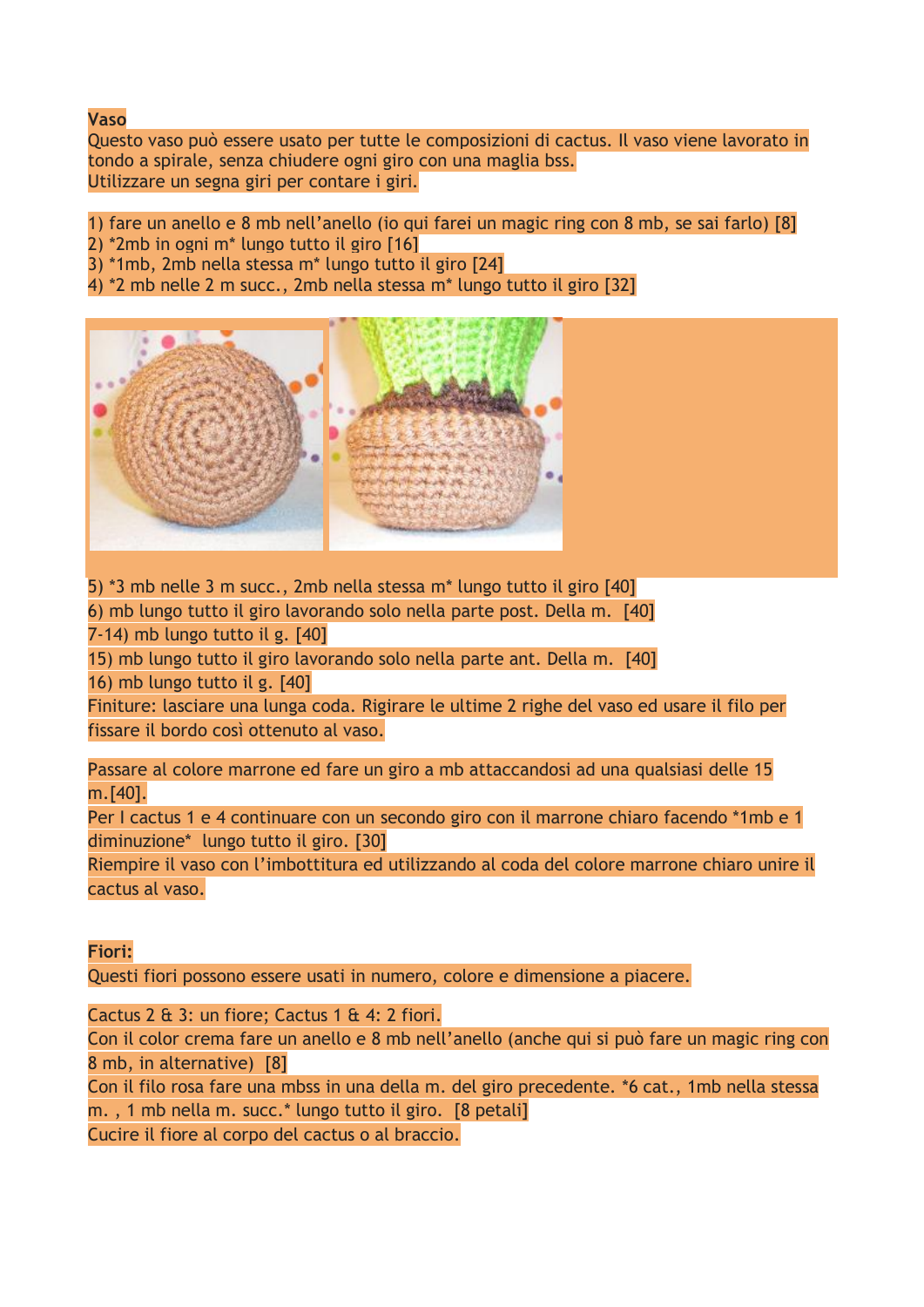**Vaso**

Questo vaso può essere usato per tutte le composizioni di cactus. Il vaso viene lavorato in tondo a spirale, senza chiudere ogni giro con una maglia bss.
Utilizzare un segna giri per contare i giri.

1) fare un anello e 8 mb nell'anello (io qui farei un magic ring con 8 mb, se sai farlo) [8]
2) *2mb in ogni m* lungo tutto il giro [16]
3) *1mb, 2mb nella stessa m* lungo tutto il giro [24]
4) *2 mb nelle 2 m succ., 2mb nella stessa m* lungo tutto il giro [32]

5) *3 mb nelle 3 m succ., 2mb nella stessa m* lungo tutto il giro [40]
6) mb lungo tutto il giro lavorando solo nella parte post. Della m. [40]
7-14) mb lungo tutto il g. [40]
15) mb lungo tutto il giro lavorando solo nella parte ant. Della m. [40]
16) mb lungo tutto il g. [40]

Finiture: lasciare una lunga coda. Rigirare le ultime 2 righe del vaso ed usare il filo per fissare il bordo così ottenuto al vaso.

Passare al colore marrone ed fare un giro a mb attaccandosi ad una qualsiasi delle 15 m.[40].
Per I cactus 1 e 4 continuare con un secondo giro con il marrone chiaro facendo *1mb e 1 diminuzione* lungo tutto il giro. [30]
Riempire il vaso con l'imbottitura ed utilizzando al coda del colore marrone chiaro unire il cactus al vaso.

**Fiori:**

Questi fiori possono essere usati in numero, colore e dimensione a piacere.

Cactus 2 & 3: un fiore; Cactus 1 & 4: 2 fiori.
Con il color crema fare un anello e 8 mb nell'anello (anche qui si può fare un magic ring con 8 mb, in alternative) [8]
Con il filo rosa fare una mbss in una della m. del giro precedente. *6 cat., 1mb nella stessa m. , 1 mb nella m. succ.* lungo tutto il giro. [8 petali]
Cucire il fiore al corpo del cactus o al braccio.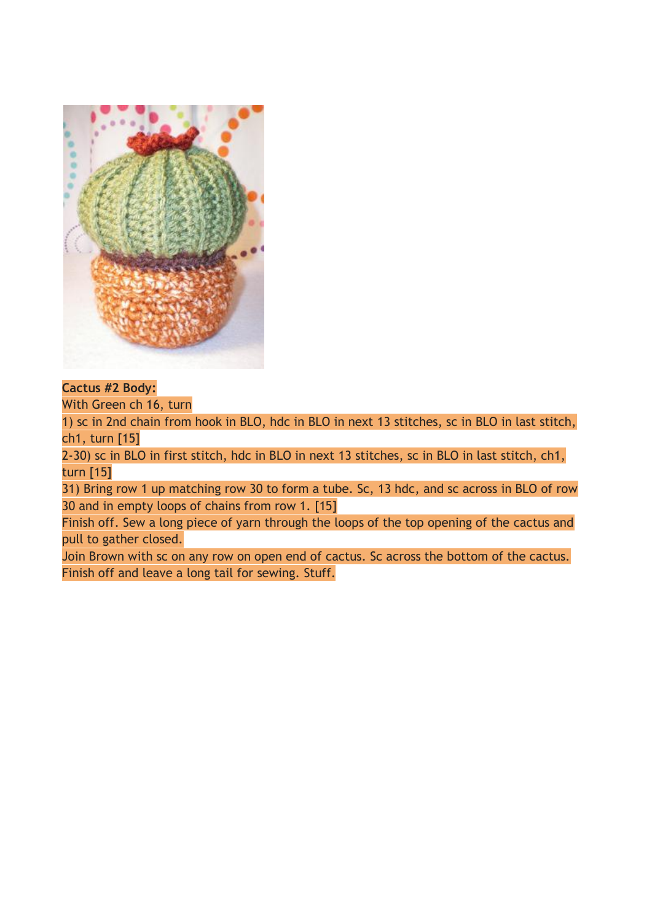**Cactus #2 Body:**

With Green ch 16, turn

1) sc in 2nd chain from hook in BLO, hdc in BLO in next 13 stitches, sc in BLO in last stitch, ch1, turn [15]

2-30) sc in BLO in first stitch, hdc in BLO in next 13 stitches, sc in BLO in last stitch, ch1, turn [15]

31) Bring row 1 up matching row 30 to form a tube. Sc, 13 hdc, and sc across in BLO of row 30 and in empty loops of chains from row 1. [15]

Finish off. Sew a long piece of yarn through the loops of the top opening of the cactus and pull to gather closed.

Join Brown with sc on any row on open end of cactus. Sc across the bottom of the cactus. Finish off and leave a long tail for sewing. Stuff.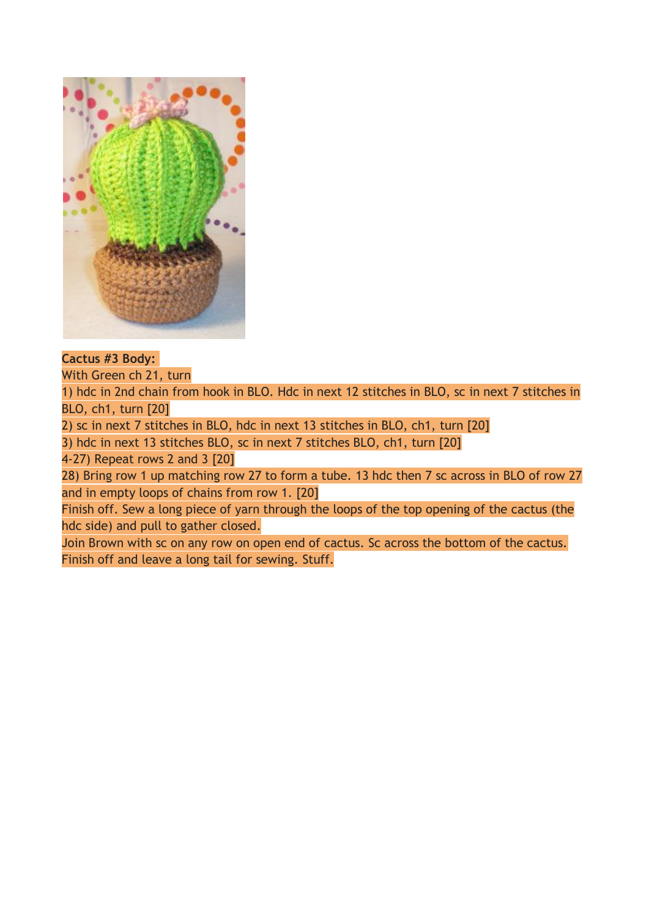**Cactus #3 Body:**

With Green ch 21, turn

1) hdc in 2nd chain from hook in BLO. Hdc in next 12 stitches in BLO, sc in next 7 stitches in BLO, ch1, turn [20]

2) sc in next 7 stitches in BLO, hdc in next 13 stitches in BLO, ch1, turn [20]

3) hdc in next 13 stitches BLO, sc in next 7 stitches BLO, ch1, turn [20]

4-27) Repeat rows 2 and 3 [20]

28) Bring row 1 up matching row 27 to form a tube. 13 hdc then 7 sc across in BLO of row 27 and in empty loops of chains from row 1. [20]

Finish off. Sew a long piece of yarn through the loops of the top opening of the cactus (the hdc side) and pull to gather closed.

Join Brown with sc on any row on open end of cactus. Sc across the bottom of the cactus. Finish off and leave a long tail for sewing. Stuff.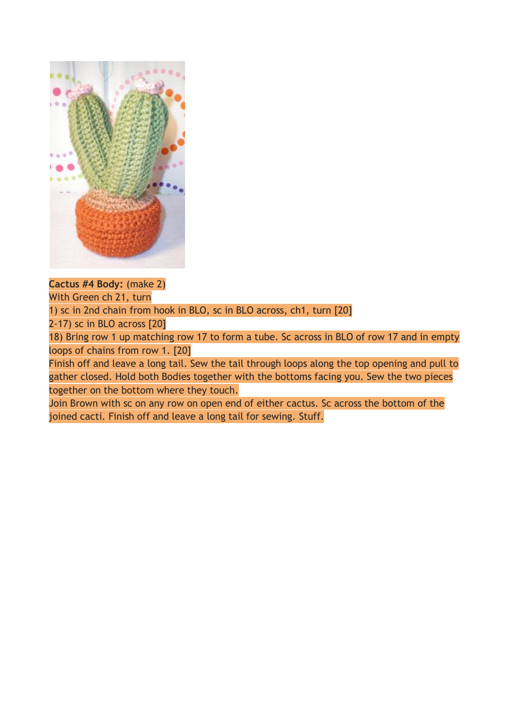**Cactus #4 Body:** (make 2)

With Green ch 21, turn

1) sc in 2nd chain from hook in BLO, sc in BLO across, ch1, turn [20]

2-17) sc in BLO across [20]

18) Bring row 1 up matching row 17 to form a tube. Sc across in BLO of row 17 and in empty loops of chains from row 1. [20]

Finish off and leave a long tail. Sew the tail through loops along the top opening and pull to gather closed. Hold both Bodies together with the bottoms facing you. Sew the two pieces together on the bottom where they touch.

Join Brown with sc on any row on open end of either cactus. Sc across the bottom of the joined cacti. Finish off and leave a long tail for sewing. Stuff.